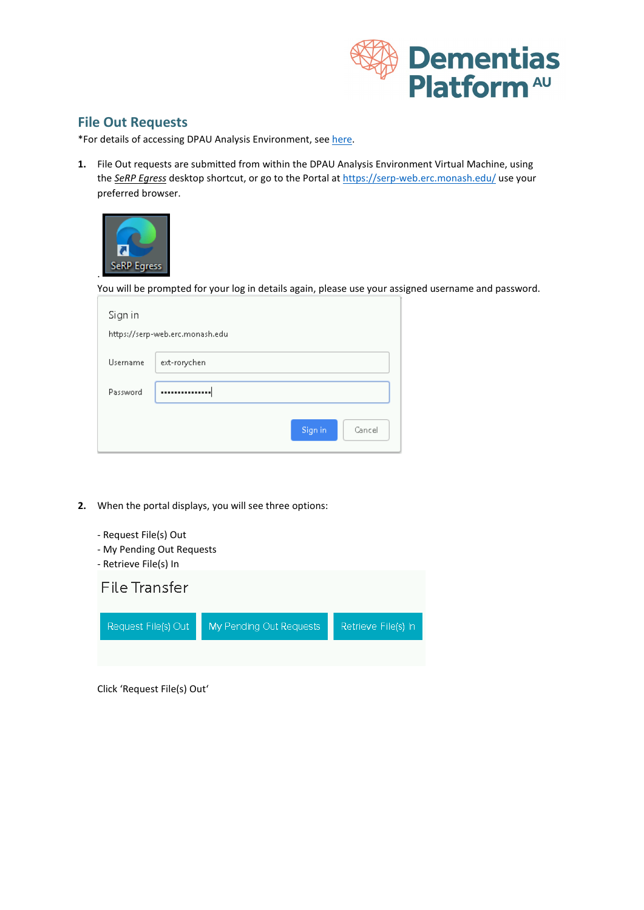## File Out Requests

*For details of accessing DPAU Analysis Environment, see here.

1. File Out requests are submitted from within the DPAU Analysis Environment Virtual Machine, using the *SeRP Egress* desktop shortcut, or go to the Portal at https://serp-web.erc.monash.edu/ use your preferred browser.

   .
   You will be prompted for your log in details again, please use your assigned username and password.

2. When the portal displays, you will see three options:

   - Request File(s) Out
   - My Pending Out Requests
   - Retrieve File(s) In

   Click 'Request File(s) Out'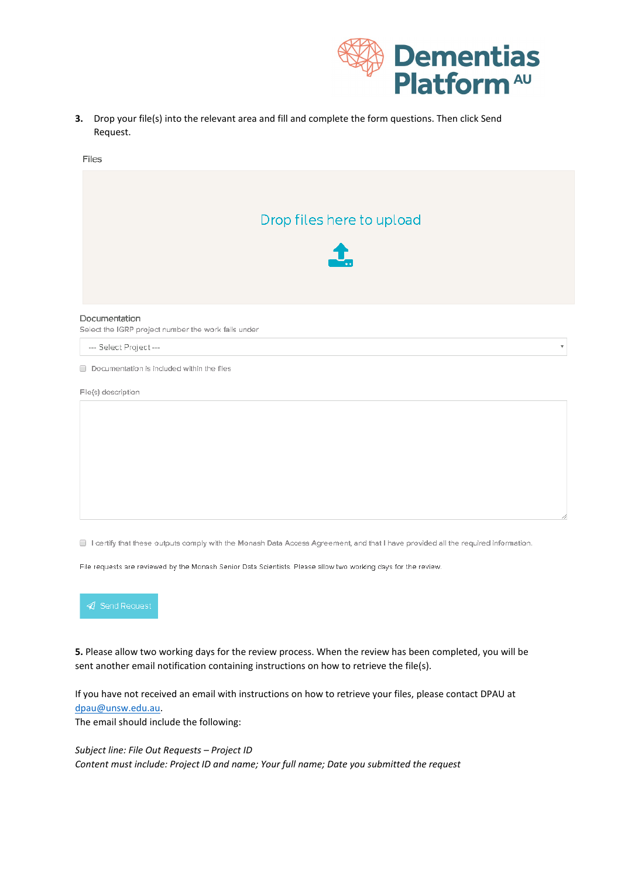3. Drop your file(s) into the relevant area and fill and complete the form questions. Then click Send Request.

Files

Drop files here to upload

Documentation

Select the IGRP project number the work falls under

--- Select Project ---

Documentation is included within the files

File(s) description

I certify that these outputs comply with the Monash Data Access Agreement, and that I have provided all the required information.

File requests are reviewed by the Monash Senior Data Scientists. Please allow two working days for the review.

Send Request

**5.** Please allow two working days for the review process. When the review has been completed, you will be sent another email notification containing instructions on how to retrieve the file(s).

If you have not received an email with instructions on how to retrieve your files, please contact DPAU at dpau@unsw.edu.au.

The email should include the following:

*Subject line: File Out Requests – Project ID*

*Content must include: Project ID and name; Your full name; Date you submitted the request*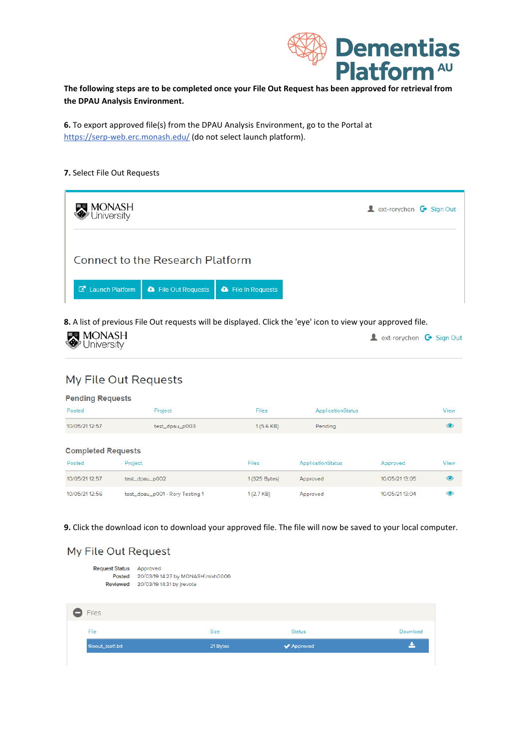**The following steps are to be completed once your File Out Request has been approved for retrieval from the DPAU Analysis Environment.**

**6.** To export approved file(s) from the DPAU Analysis Environment, go to the Portal at [https://serp-web.erc.monash.edu/](https://serp-web.erc.monash.edu/) (do not select launch platform).

**7.** Select File Out Requests

MONASH University

ext-rorychen Sign Out

Connect to the Research Platform

Launch Platform | File Out Requests | File In Requests

**8.** A list of previous File Out requests will be displayed. Click the 'eye' icon to view your approved file.

MONASH University

ext-rorychen Sign Out

My File Out Requests

Pending Requests

| Posted | Project | Files | ApplicationStatus | View |
|---|---|---|---|---|
| 10/05/21 12:57 | test_dpau_p003 | 1 (5.6 KB) | Pending | |

Completed Requests

| Posted | Project | Files | ApplicationStatus | Approved | View |
|---|---|---|---|---|---|
| 10/05/21 12:57 | test_dpau_p002 | 1 (325 Bytes) | Approved | 10/05/21 13:05 | |
| 10/05/21 12:56 | test_dpau_p001 - Rory Testing 1 | 1 (2.7 KB) | Approved | 10/05/21 13:04 | |

**9.** Click the download icon to download your approved file. The file will now be saved to your local computer.

My File Out Request

Request Status Approved
Posted 20/03/19 14:27 by MONASH\mish0006
Reviewed 20/03/19 14:31 by jrevote

Files

| File | Size | Status | Download |
|---|---|---|---|
| fileout_test1.txt | 21 Bytes | Approved | |